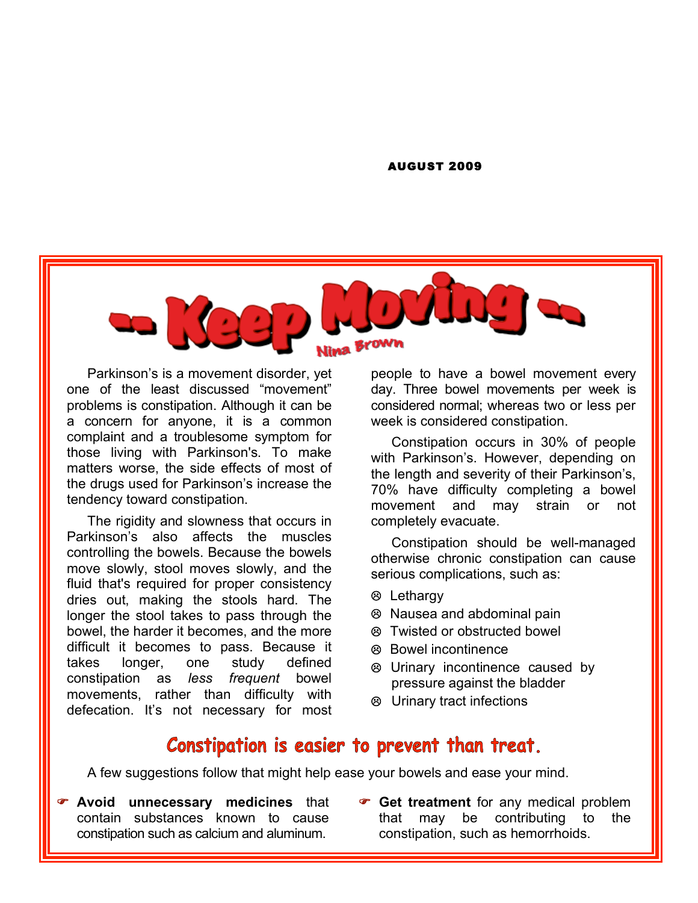AUGUST 2009

# -- Keep Moving --

Nina Brown

Parkinson's is a movement disorder, yet one of the least discussed "movement" problems is constipation. Although it can be a concern for anyone, it is a common complaint and a troublesome symptom for those living with Parkinson's. To make matters worse, the side effects of most of the drugs used for Parkinson's increase the tendency toward constipation.

The rigidity and slowness that occurs in Parkinson's also affects the muscles controlling the bowels. Because the bowels move slowly, stool moves slowly, and the fluid that's required for proper consistency dries out, making the stools hard. The longer the stool takes to pass through the bowel, the harder it becomes, and the more difficult it becomes to pass. Because it takes longer, one study defined constipation as *less frequent* bowel movements, rather than difficulty with defecation. It's not necessary for most people to have a bowel movement every day. Three bowel movements per week is considered normal; whereas two or less per week is considered constipation.

Constipation occurs in 30% of people with Parkinson's. However, depending on the length and severity of their Parkinson's, 70% have difficulty completing a bowel movement and may strain or not completely evacuate.

Constipation should be well-managed otherwise chronic constipation can cause serious complications, such as:

- ☹ Lethargy
- ☹ Nausea and abdominal pain
- ☹ Twisted or obstructed bowel
- ☹ Bowel incontinence
- ☹ Urinary incontinence caused by pressure against the bladder
- ☹ Urinary tract infections

## Constipation is easier to prevent than treat.

A few suggestions follow that might help ease your bowels and ease your mind.

- ☞ **Avoid unnecessary medicines** that contain substances known to cause constipation such as calcium and aluminum.
- ☞ **Get treatment** for any medical problem that may be contributing to the constipation, such as hemorrhoids.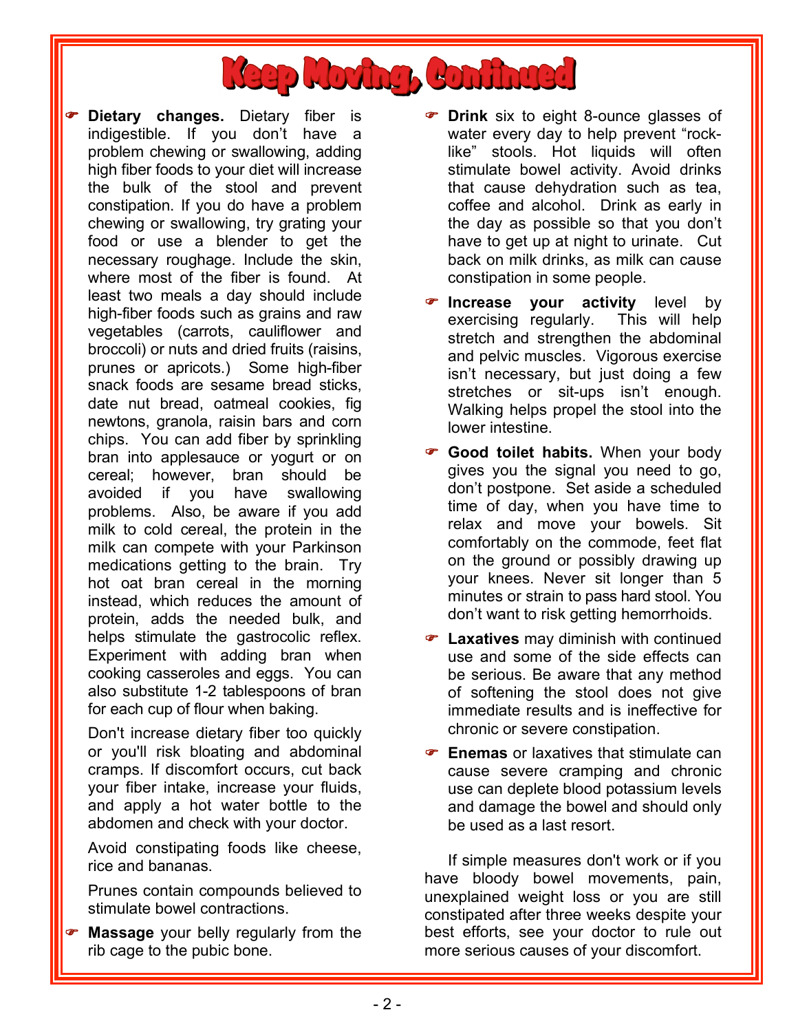# Keep Moving, Continued

- **Dietary changes.** Dietary fiber is indigestible. If you don't have a problem chewing or swallowing, adding high fiber foods to your diet will increase the bulk of the stool and prevent constipation. If you do have a problem chewing or swallowing, try grating your food or use a blender to get the necessary roughage. Include the skin, where most of the fiber is found. At least two meals a day should include high-fiber foods such as grains and raw vegetables (carrots, cauliflower and broccoli) or nuts and dried fruits (raisins, prunes or apricots.) Some high-fiber snack foods are sesame bread sticks, date nut bread, oatmeal cookies, fig newtons, granola, raisin bars and corn chips. You can add fiber by sprinkling bran into applesauce or yogurt or on cereal; however, bran should be avoided if you have swallowing problems. Also, be aware if you add milk to cold cereal, the protein in the milk can compete with your Parkinson medications getting to the brain. Try hot oat bran cereal in the morning instead, which reduces the amount of protein, adds the needed bulk, and helps stimulate the gastrocolic reflex. Experiment with adding bran when cooking casseroles and eggs. You can also substitute 1-2 tablespoons of bran for each cup of flour when baking.

  Don't increase dietary fiber too quickly or you'll risk bloating and abdominal cramps. If discomfort occurs, cut back your fiber intake, increase your fluids, and apply a hot water bottle to the abdomen and check with your doctor.

  Avoid constipating foods like cheese, rice and bananas.

  Prunes contain compounds believed to stimulate bowel contractions.

- **Massage** your belly regularly from the rib cage to the pubic bone.

- **Drink** six to eight 8-ounce glasses of water every day to help prevent "rock-like" stools. Hot liquids will often stimulate bowel activity. Avoid drinks that cause dehydration such as tea, coffee and alcohol. Drink as early in the day as possible so that you don't have to get up at night to urinate. Cut back on milk drinks, as milk can cause constipation in some people.

- **Increase your activity** level by exercising regularly. This will help stretch and strengthen the abdominal and pelvic muscles. Vigorous exercise isn't necessary, but just doing a few stretches or sit-ups isn't enough. Walking helps propel the stool into the lower intestine.

- **Good toilet habits.** When your body gives you the signal you need to go, don't postpone. Set aside a scheduled time of day, when you have time to relax and move your bowels. Sit comfortably on the commode, feet flat on the ground or possibly drawing up your knees. Never sit longer than 5 minutes or strain to pass hard stool. You don't want to risk getting hemorrhoids.

- **Laxatives** may diminish with continued use and some of the side effects can be serious. Be aware that any method of softening the stool does not give immediate results and is ineffective for chronic or severe constipation.

- **Enemas** or laxatives that stimulate can cause severe cramping and chronic use can deplete blood potassium levels and damage the bowel and should only be used as a last resort.

If simple measures don't work or if you have bloody bowel movements, pain, unexplained weight loss or you are still constipated after three weeks despite your best efforts, see your doctor to rule out more serious causes of your discomfort.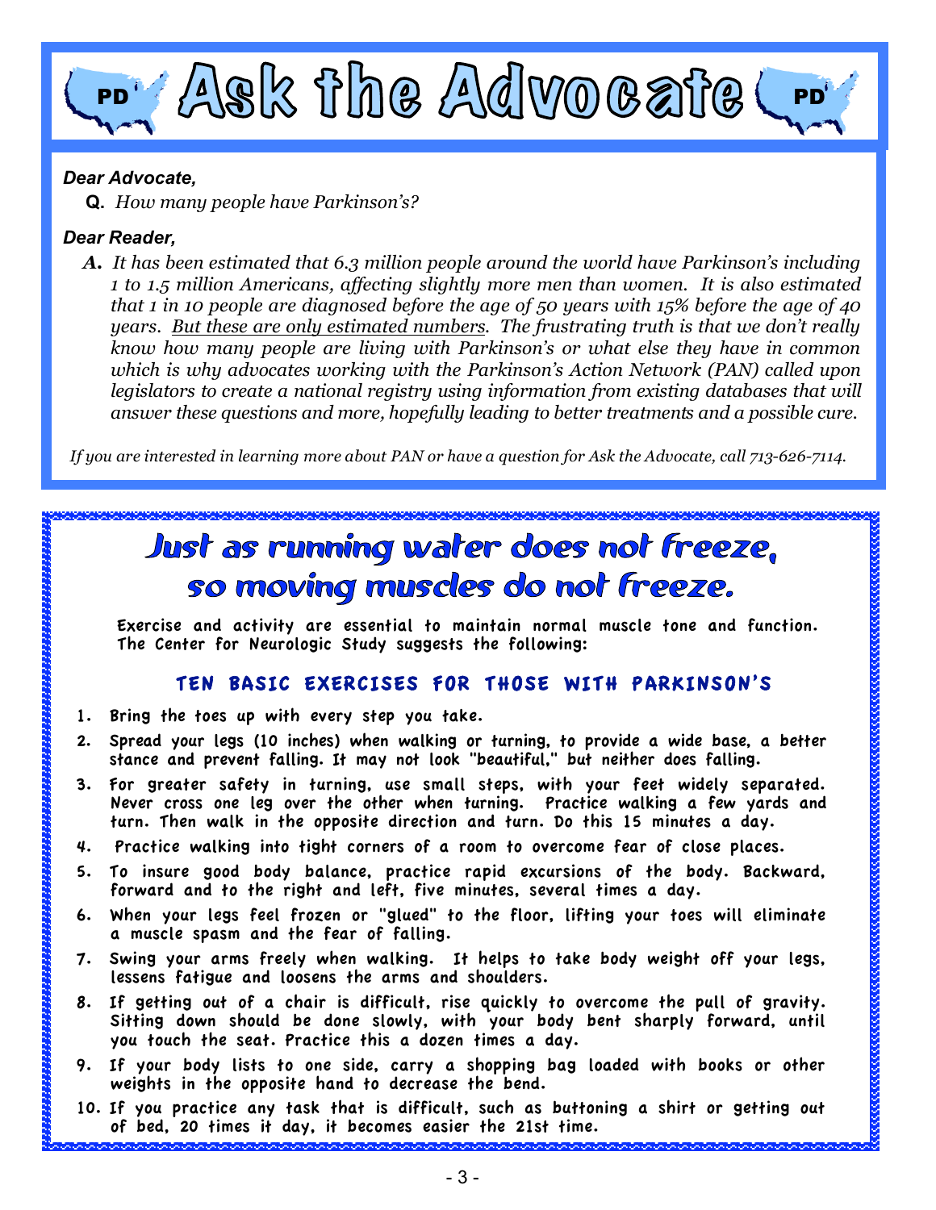# Ask the Advocate

***Dear Advocate,***

**Q.** *How many people have Parkinson's?*

***Dear Reader,***

***A.*** *It has been estimated that 6.3 million people around the world have Parkinson's including 1 to 1.5 million Americans, affecting slightly more men than women. It is also estimated that 1 in 10 people are diagnosed before the age of 50 years with 15% before the age of 40 years. <u>But these are only estimated numbers</u>. The frustrating truth is that we don't really know how many people are living with Parkinson's or what else they have in common which is why advocates working with the Parkinson's Action Network (PAN) called upon legislators to create a national registry using information from existing databases that will answer these questions and more, hopefully leading to better treatments and a possible cure.*

*If you are interested in learning more about PAN or have a question for Ask the Advocate, call 713-626-7114.*

## Just as running water does not freeze, so moving muscles do not freeze.

Exercise and activity are essential to maintain normal muscle tone and function. The Center for Neurologic Study suggests the following:

### TEN BASIC EXERCISES FOR THOSE WITH PARKINSON'S

1. Bring the toes up with every step you take.
2. Spread your legs (10 inches) when walking or turning, to provide a wide base, a better stance and prevent falling. It may not look "beautiful," but neither does falling.
3. For greater safety in turning, use small steps, with your feet widely separated. Never cross one leg over the other when turning. Practice walking a few yards and turn. Then walk in the opposite direction and turn. Do this 15 minutes a day.
4. Practice walking into tight corners of a room to overcome fear of close places.
5. To insure good body balance, practice rapid excursions of the body. Backward, forward and to the right and left, five minutes, several times a day.
6. When your legs feel frozen or "glued" to the floor, lifting your toes will eliminate a muscle spasm and the fear of falling.
7. Swing your arms freely when walking. It helps to take body weight off your legs, lessens fatigue and loosens the arms and shoulders.
8. If getting out of a chair is difficult, rise quickly to overcome the pull of gravity. Sitting down should be done slowly, with your body bent sharply forward, until you touch the seat. Practice this a dozen times a day.
9. If your body lists to one side, carry a shopping bag loaded with books or other weights in the opposite hand to decrease the bend.
10. If you practice any task that is difficult, such as buttoning a shirt or getting out of bed, 20 times it day, it becomes easier the 21st time.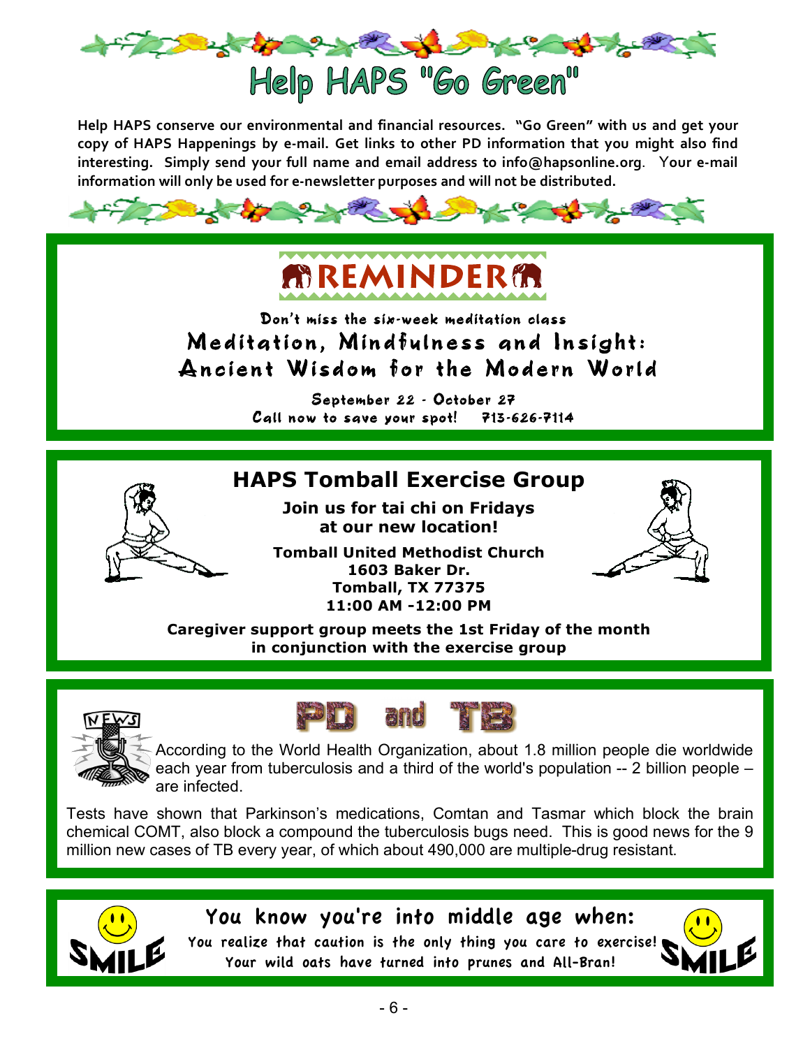# Help HAPS "Go Green"

**Help HAPS conserve our environmental and financial resources. "Go Green" with us and get your copy of HAPS Happenings by e-mail. Get links to other PD information that you might also find interesting. Simply send your full name and email address to info@hapsonline.org. Your e-mail information will only be used for e-newsletter purposes and will not be distributed.**

## REMINDER

Don't miss the six-week meditation class

### Meditation, Mindfulness and Insight: Ancient Wisdom for the Modern World

September 22 - October 27

Call now to save your spot! 713-626-7114

## HAPS Tomball Exercise Group

**Join us for tai chi on Fridays at our new location!**

**Tomball United Methodist Church**
**1603 Baker Dr.**
**Tomball, TX 77375**
**11:00 AM -12:00 PM**

**Caregiver support group meets the 1st Friday of the month in conjunction with the exercise group**

## PD and TB

According to the World Health Organization, about 1.8 million people die worldwide each year from tuberculosis and a third of the world's population -- 2 billion people – are infected.

Tests have shown that Parkinson's medications, Comtan and Tasmar which block the brain chemical COMT, also block a compound the tuberculosis bugs need. This is good news for the 9 million new cases of TB every year, of which about 490,000 are multiple-drug resistant.

## You know you're into middle age when:

You realize that caution is the only thing you care to exercise!
Your wild oats have turned into prunes and All-Bran!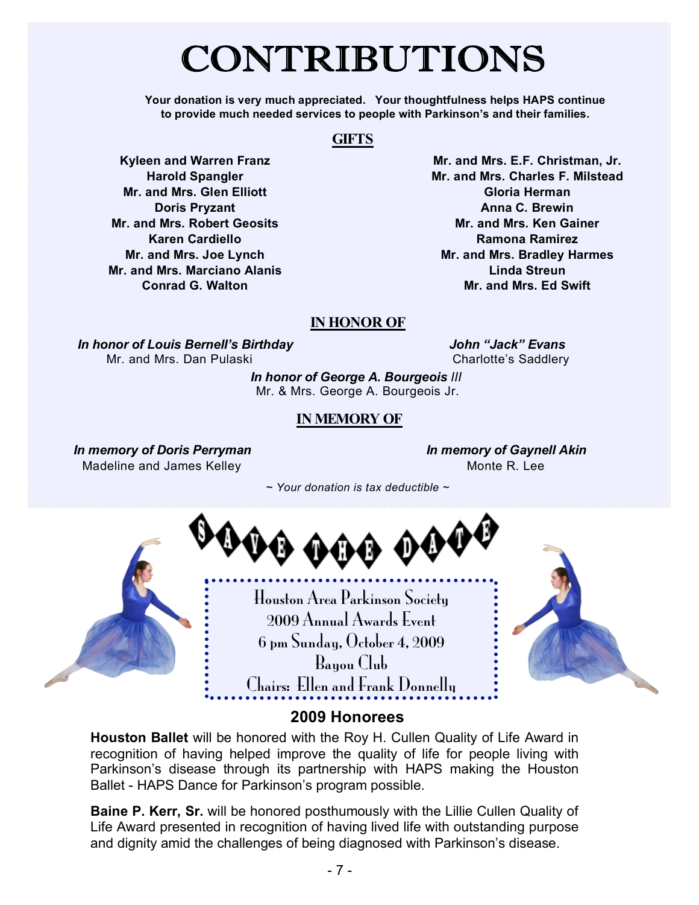# CONTRIBUTIONS

**Your donation is very much appreciated. Your thoughtfulness helps HAPS continue to provide much needed services to people with Parkinson's and their families.**

## GIFTS

**Kyleen and Warren Franz**
**Harold Spangler**
**Mr. and Mrs. Glen Elliott**
**Doris Pryzant**
**Mr. and Mrs. Robert Geosits**
**Karen Cardiello**
**Mr. and Mrs. Joe Lynch**
**Mr. and Mrs. Marciano Alanis**
**Conrad G. Walton**
**Mr. and Mrs. E.F. Christman, Jr.**
**Mr. and Mrs. Charles F. Milstead**
**Gloria Herman**
**Anna C. Brewin**
**Mr. and Mrs. Ken Gainer**
**Ramona Ramirez**
**Mr. and Mrs. Bradley Harmes**
**Linda Streun**
**Mr. and Mrs. Ed Swift**

## IN HONOR OF

***In honor of Louis Bernell's Birthday***
Mr. and Mrs. Dan Pulaski

***John "Jack" Evans***
Charlotte's Saddlery

***In honor of George A. Bourgeois III***
Mr. & Mrs. George A. Bourgeois Jr.

## IN MEMORY OF

***In memory of Doris Perryman***
Madeline and James Kelley

***In memory of Gaynell Akin***
Monte R. Lee

*~ Your donation is tax deductible ~*

# SAVE THE DATE

Houston Area Parkinson Society
2009 Annual Awards Event
6 pm Sunday, October 4, 2009
Bayou Club
Chairs: Ellen and Frank Donnelly

## 2009 Honorees

**Houston Ballet** will be honored with the Roy H. Cullen Quality of Life Award in recognition of having helped improve the quality of life for people living with Parkinson's disease through its partnership with HAPS making the Houston Ballet - HAPS Dance for Parkinson's program possible.

**Baine P. Kerr, Sr.** will be honored posthumously with the Lillie Cullen Quality of Life Award presented in recognition of having lived life with outstanding purpose and dignity amid the challenges of being diagnosed with Parkinson's disease.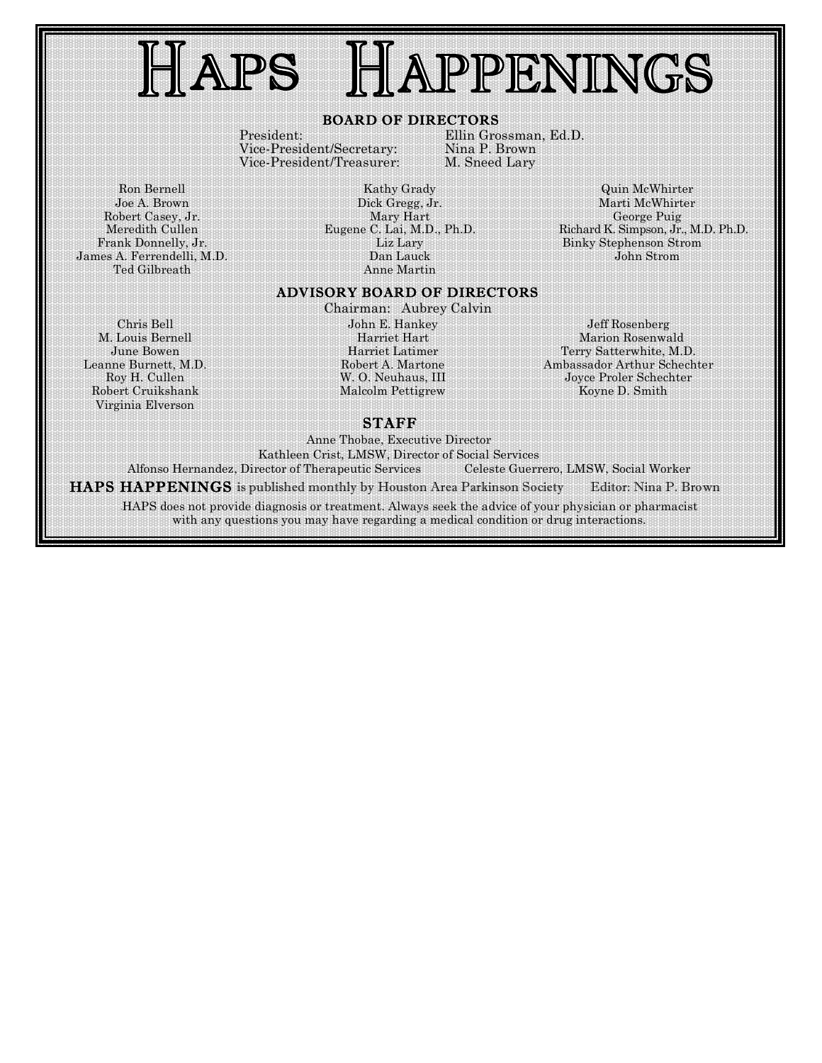# HAPS HAPPENINGS

## BOARD OF DIRECTORS

President: Ellin Grossman, Ed.D.
Vice-President/Secretary: Nina P. Brown
Vice-President/Treasurer: M. Sneed Lary

Ron Bernell
Joe A. Brown
Robert Casey, Jr.
Meredith Cullen
Frank Donnelly, Jr.
James A. Ferrendelli, M.D.
Ted Gilbreath
Kathy Grady
Dick Gregg, Jr.
Mary Hart
Eugene C. Lai, M.D., Ph.D.
Liz Lary
Dan Lauck
Anne Martin
Quin McWhirter
Marti McWhirter
George Puig
Richard K. Simpson, Jr., M.D. Ph.D.
Binky Stephenson Strom
John Strom

## ADVISORY BOARD OF DIRECTORS

Chairman: Aubrey Calvin

Chris Bell
M. Louis Bernell
June Bowen
Leanne Burnett, M.D.
Roy H. Cullen
Robert Cruikshank
Virginia Elverson
John E. Hankey
Harriet Hart
Harriet Latimer
Robert A. Martone
W. O. Neuhaus, III
Malcolm Pettigrew
Jeff Rosenberg
Marion Rosenwald
Terry Satterwhite, M.D.
Ambassador Arthur Schechter
Joyce Proler Schechter
Koyne D. Smith

## STAFF

Anne Thobae, Executive Director
Kathleen Crist, LMSW, Director of Social Services
Alfonso Hernandez, Director of Therapeutic Services
Celeste Guerrero, LMSW, Social Worker

**HAPS HAPPENINGS** is published monthly by Houston Area Parkinson Society. Editor: Nina P. Brown

HAPS does not provide diagnosis or treatment. Always seek the advice of your physician or pharmacist with any questions you may have regarding a medical condition or drug interactions.